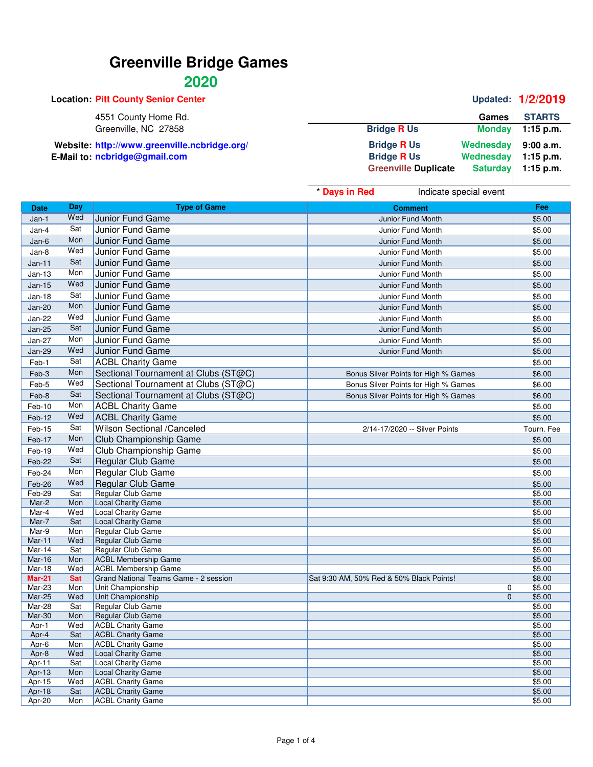# Greenville Bridge Games

## 2020

**Location:** Pitt County Senior Center

4551 County Home Rd.
Greenville, NC 27858

**Website:** http://www.greenville.ncbridge.org/
**E-Mail to:** ncbridge@gmail.com

**Updated:** 1/2/2019

| Games | | STARTS |
|---|---|---|
| Bridge R Us | Monday | 1:15 p.m. |
| Bridge R Us | Wednesday | 9:00 a.m. |
| Bridge R Us | Wednesday | 1:15 p.m. |
| Greenville Duplicate | Saturday | 1:15 p.m. |

\* Days in Red Indicate special event

| Date | Day | Type of Game | Comment | Fee |
|---|---|---|---|---|
| Jan-1 | Wed | Junior Fund Game | Junior Fund Month | $5.00 |
| Jan-4 | Sat | Junior Fund Game | Junior Fund Month | $5.00 |
| Jan-6 | Mon | Junior Fund Game | Junior Fund Month | $5.00 |
| Jan-8 | Wed | Junior Fund Game | Junior Fund Month | $5.00 |
| Jan-11 | Sat | Junior Fund Game | Junior Fund Month | $5.00 |
| Jan-13 | Mon | Junior Fund Game | Junior Fund Month | $5.00 |
| Jan-15 | Wed | Junior Fund Game | Junior Fund Month | $5.00 |
| Jan-18 | Sat | Junior Fund Game | Junior Fund Month | $5.00 |
| Jan-20 | Mon | Junior Fund Game | Junior Fund Month | $5.00 |
| Jan-22 | Wed | Junior Fund Game | Junior Fund Month | $5.00 |
| Jan-25 | Sat | Junior Fund Game | Junior Fund Month | $5.00 |
| Jan-27 | Mon | Junior Fund Game | Junior Fund Month | $5.00 |
| Jan-29 | Wed | Junior Fund Game | Junior Fund Month | $5.00 |
| Feb-1 | Sat | ACBL Charity Game | | $5.00 |
| Feb-3 | Mon | Sectional Tournament at Clubs (ST@C) | Bonus Silver Points for High % Games | $6.00 |
| Feb-5 | Wed | Sectional Tournament at Clubs (ST@C) | Bonus Silver Points for High % Games | $6.00 |
| Feb-8 | Sat | Sectional Tournament at Clubs (ST@C) | Bonus Silver Points for High % Games | $6.00 |
| Feb-10 | Mon | ACBL Charity Game | | $5.00 |
| Feb-12 | Wed | ACBL Charity Game | | $5.00 |
| Feb-15 | Sat | Wilson Sectional /Canceled | 2/14-17/2020 -- Silver Points | Tourn. Fee |
| Feb-17 | Mon | Club Championship Game | | $5.00 |
| Feb-19 | Wed | Club Championship Game | | $5.00 |
| Feb-22 | Sat | Regular Club Game | | $5.00 |
| Feb-24 | Mon | Regular Club Game | | $5.00 |
| Feb-26 | Wed | Regular Club Game | | $5.00 |
| Feb-29 | Sat | Regular Club Game | | $5.00 |
| Mar-2 | Mon | Local Charity Game | | $5.00 |
| Mar-4 | Wed | Local Charity Game | | $5.00 |
| Mar-7 | Sat | Local Charity Game | | $5.00 |
| Mar-9 | Mon | Regular Club Game | | $5.00 |
| Mar-11 | Wed | Regular Club Game | | $5.00 |
| Mar-14 | Sat | Regular Club Game | | $5.00 |
| Mar-16 | Mon | ACBL Membership Game | | $5.00 |
| Mar-18 | Wed | ACBL Membership Game | | $5.00 |
| Mar-21 | Sat | Grand National Teams Game - 2 session | Sat 9:30 AM, 50% Red & 50% Black Points! | $8.00 |
| Mar-23 | Mon | Unit Championship | 0 | $5.00 |
| Mar-25 | Wed | Unit Championship | 0 | $5.00 |
| Mar-28 | Sat | Regular Club Game | | $5.00 |
| Mar-30 | Mon | Regular Club Game | | $5.00 |
| Apr-1 | Wed | ACBL Charity Game | | $5.00 |
| Apr-4 | Sat | ACBL Charity Game | | $5.00 |
| Apr-6 | Mon | ACBL Charity Game | | $5.00 |
| Apr-8 | Wed | Local Charity Game | | $5.00 |
| Apr-11 | Sat | Local Charity Game | | $5.00 |
| Apr-13 | Mon | Local Charity Game | | $5.00 |
| Apr-15 | Wed | ACBL Charity Game | | $5.00 |
| Apr-18 | Sat | ACBL Charity Game | | $5.00 |
| Apr-20 | Mon | ACBL Charity Game | | $5.00 |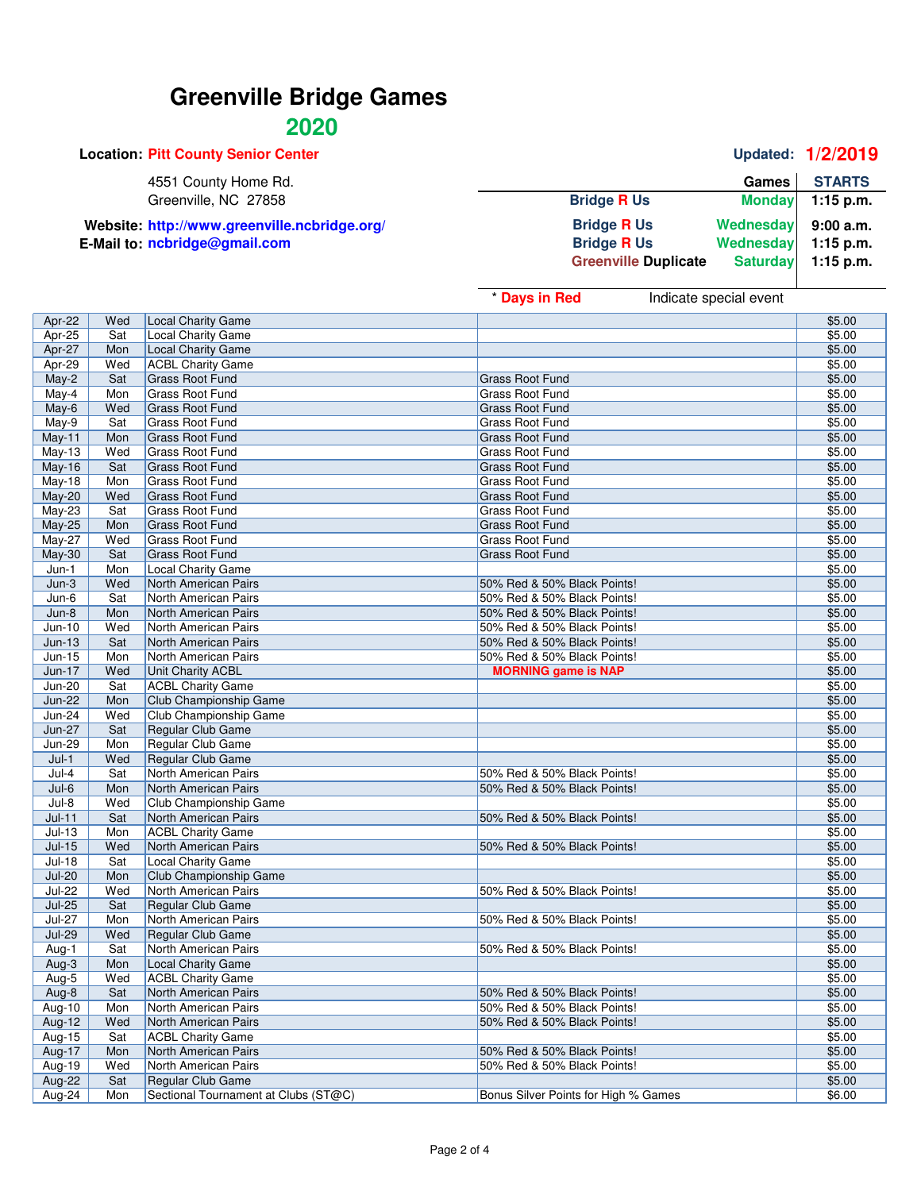# Greenville Bridge Games

## 2020

**Location:** Pitt County Senior Center

4551 County Home Rd.
Greenville, NC 27858

**Website:** http://www.greenville.ncbridge.org/
**E-Mail to:** ncbridge@gmail.com

**Updated: 1/2/2019**

| Games | | STARTS |
|---|---|---|
| Bridge R Us | Monday | 1:15 p.m. |
| Bridge R Us | Wednesday | 9:00 a.m. |
| Bridge R Us | Wednesday | 1:15 p.m. |
| Greenville Duplicate | Saturday | 1:15 p.m. |

\* Days in Red Indicate special event

| Date | Day | Game | Notes | Fee |
|---|---|---|---|---|
| Apr-22 | Wed | Local Charity Game | | $5.00 |
| Apr-25 | Sat | Local Charity Game | | $5.00 |
| Apr-27 | Mon | Local Charity Game | | $5.00 |
| Apr-29 | Wed | ACBL Charity Game | | $5.00 |
| May-2 | Sat | Grass Root Fund | Grass Root Fund | $5.00 |
| May-4 | Mon | Grass Root Fund | Grass Root Fund | $5.00 |
| May-6 | Wed | Grass Root Fund | Grass Root Fund | $5.00 |
| May-9 | Sat | Grass Root Fund | Grass Root Fund | $5.00 |
| May-11 | Mon | Grass Root Fund | Grass Root Fund | $5.00 |
| May-13 | Wed | Grass Root Fund | Grass Root Fund | $5.00 |
| May-16 | Sat | Grass Root Fund | Grass Root Fund | $5.00 |
| May-18 | Mon | Grass Root Fund | Grass Root Fund | $5.00 |
| May-20 | Wed | Grass Root Fund | Grass Root Fund | $5.00 |
| May-23 | Sat | Grass Root Fund | Grass Root Fund | $5.00 |
| May-25 | Mon | Grass Root Fund | Grass Root Fund | $5.00 |
| May-27 | Wed | Grass Root Fund | Grass Root Fund | $5.00 |
| May-30 | Sat | Grass Root Fund | Grass Root Fund | $5.00 |
| Jun-1 | Mon | Local Charity Game | | $5.00 |
| Jun-3 | Wed | North American Pairs | 50% Red & 50% Black Points! | $5.00 |
| Jun-6 | Sat | North American Pairs | 50% Red & 50% Black Points! | $5.00 |
| Jun-8 | Mon | North American Pairs | 50% Red & 50% Black Points! | $5.00 |
| Jun-10 | Wed | North American Pairs | 50% Red & 50% Black Points! | $5.00 |
| Jun-13 | Sat | North American Pairs | 50% Red & 50% Black Points! | $5.00 |
| Jun-15 | Mon | North American Pairs | 50% Red & 50% Black Points! | $5.00 |
| Jun-17 | Wed | Unit Charity ACBL | **MORNING game is NAP** | $5.00 |
| Jun-20 | Sat | ACBL Charity Game | | $5.00 |
| Jun-22 | Mon | Club Championship Game | | $5.00 |
| Jun-24 | Wed | Club Championship Game | | $5.00 |
| Jun-27 | Sat | Regular Club Game | | $5.00 |
| Jun-29 | Mon | Regular Club Game | | $5.00 |
| Jul-1 | Wed | Regular Club Game | | $5.00 |
| Jul-4 | Sat | North American Pairs | 50% Red & 50% Black Points! | $5.00 |
| Jul-6 | Mon | North American Pairs | 50% Red & 50% Black Points! | $5.00 |
| Jul-8 | Wed | Club Championship Game | | $5.00 |
| Jul-11 | Sat | North American Pairs | 50% Red & 50% Black Points! | $5.00 |
| Jul-13 | Mon | ACBL Charity Game | | $5.00 |
| Jul-15 | Wed | North American Pairs | 50% Red & 50% Black Points! | $5.00 |
| Jul-18 | Sat | Local Charity Game | | $5.00 |
| Jul-20 | Mon | Club Championship Game | | $5.00 |
| Jul-22 | Wed | North American Pairs | 50% Red & 50% Black Points! | $5.00 |
| Jul-25 | Sat | Regular Club Game | | $5.00 |
| Jul-27 | Mon | North American Pairs | 50% Red & 50% Black Points! | $5.00 |
| Jul-29 | Wed | Regular Club Game | | $5.00 |
| Aug-1 | Sat | North American Pairs | 50% Red & 50% Black Points! | $5.00 |
| Aug-3 | Mon | Local Charity Game | | $5.00 |
| Aug-5 | Wed | ACBL Charity Game | | $5.00 |
| Aug-8 | Sat | North American Pairs | 50% Red & 50% Black Points! | $5.00 |
| Aug-10 | Mon | North American Pairs | 50% Red & 50% Black Points! | $5.00 |
| Aug-12 | Wed | North American Pairs | 50% Red & 50% Black Points! | $5.00 |
| Aug-15 | Sat | ACBL Charity Game | | $5.00 |
| Aug-17 | Mon | North American Pairs | 50% Red & 50% Black Points! | $5.00 |
| Aug-19 | Wed | North American Pairs | 50% Red & 50% Black Points! | $5.00 |
| Aug-22 | Sat | Regular Club Game | | $5.00 |
| Aug-24 | Mon | Sectional Tournament at Clubs (ST@C) | Bonus Silver Points for High % Games | $6.00 |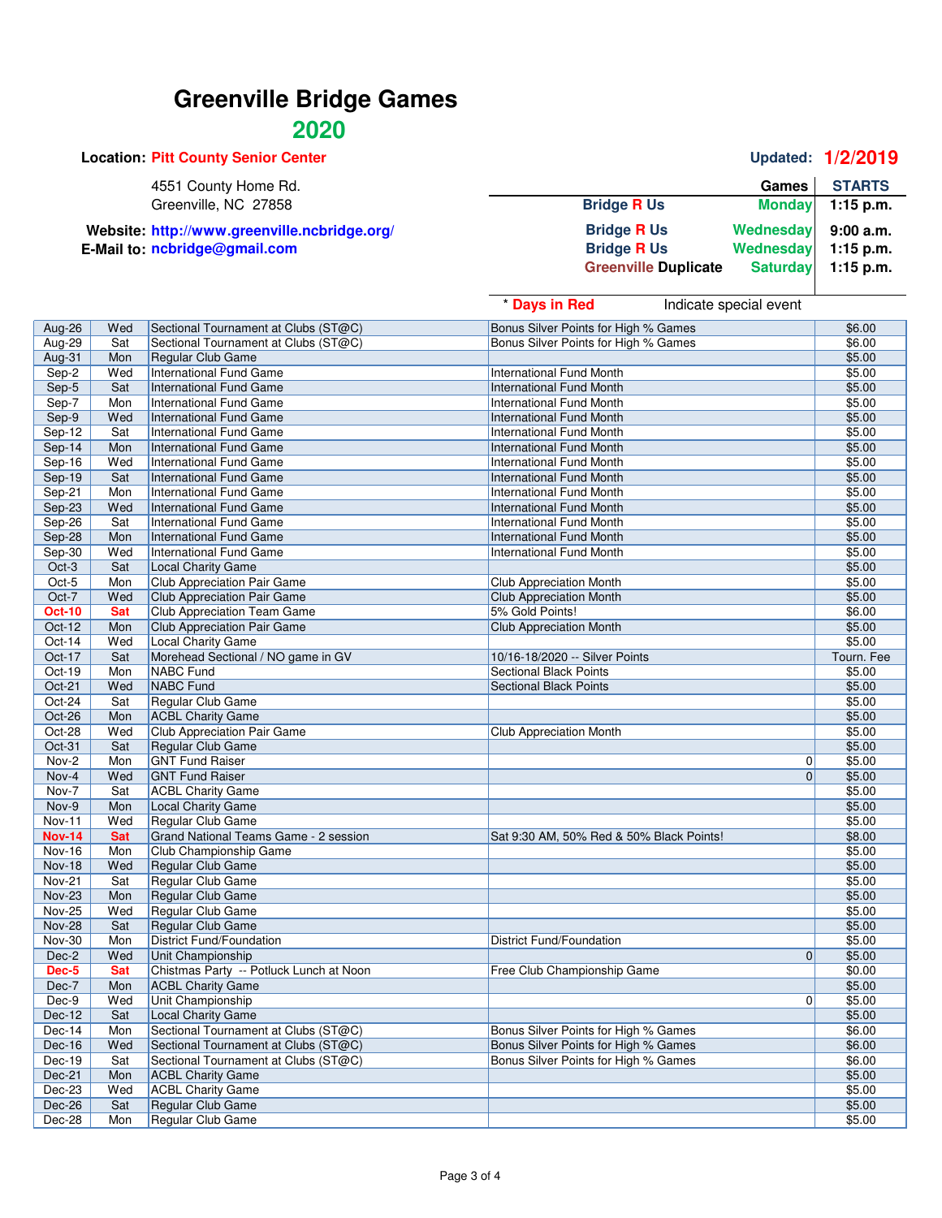# Greenville Bridge Games

## 2020

**Location:** Pitt County Senior Center

4551 County Home Rd.
Greenville, NC 27858

**Website:** http://www.greenville.ncbridge.org/
**E-Mail to:** ncbridge@gmail.com

**Updated: 1/2/2019**

| Games | | STARTS |
|---|---|---|
| Bridge R Us | Monday | 1:15 p.m. |
| Bridge R Us | Wednesday | 9:00 a.m. |
| Bridge R Us | Wednesday | 1:15 p.m. |
| Greenville Duplicate | Saturday | 1:15 p.m. |

\* **Days in Red** Indicate special event

| Date | Day | Game | Notes | Fee |
|---|---|---|---|---|
| Aug-26 | Wed | Sectional Tournament at Clubs (ST@C) | Bonus Silver Points for High % Games | $6.00 |
| Aug-29 | Sat | Sectional Tournament at Clubs (ST@C) | Bonus Silver Points for High % Games | $6.00 |
| Aug-31 | Mon | Regular Club Game | | $5.00 |
| Sep-2 | Wed | International Fund Game | International Fund Month | $5.00 |
| Sep-5 | Sat | International Fund Game | International Fund Month | $5.00 |
| Sep-7 | Mon | International Fund Game | International Fund Month | $5.00 |
| Sep-9 | Wed | International Fund Game | International Fund Month | $5.00 |
| Sep-12 | Sat | International Fund Game | International Fund Month | $5.00 |
| Sep-14 | Mon | International Fund Game | International Fund Month | $5.00 |
| Sep-16 | Wed | International Fund Game | International Fund Month | $5.00 |
| Sep-19 | Sat | International Fund Game | International Fund Month | $5.00 |
| Sep-21 | Mon | International Fund Game | International Fund Month | $5.00 |
| Sep-23 | Wed | International Fund Game | International Fund Month | $5.00 |
| Sep-26 | Sat | International Fund Game | International Fund Month | $5.00 |
| Sep-28 | Mon | International Fund Game | International Fund Month | $5.00 |
| Sep-30 | Wed | International Fund Game | International Fund Month | $5.00 |
| Oct-3 | Sat | Local Charity Game | | $5.00 |
| Oct-5 | Mon | Club Appreciation Pair Game | Club Appreciation Month | $5.00 |
| Oct-7 | Wed | Club Appreciation Pair Game | Club Appreciation Month | $5.00 |
| **Oct-10** | **Sat** | Club Appreciation Team Game | 5% Gold Points! | $6.00 |
| Oct-12 | Mon | Club Appreciation Pair Game | Club Appreciation Month | $5.00 |
| Oct-14 | Wed | Local Charity Game | | $5.00 |
| Oct-17 | Sat | Morehead Sectional / NO game in GV | 10/16-18/2020 -- Silver Points | Tourn. Fee |
| Oct-19 | Mon | NABC Fund | Sectional Black Points | $5.00 |
| Oct-21 | Wed | NABC Fund | Sectional Black Points | $5.00 |
| Oct-24 | Sat | Regular Club Game | | $5.00 |
| Oct-26 | Mon | ACBL Charity Game | | $5.00 |
| Oct-28 | Wed | Club Appreciation Pair Game | Club Appreciation Month | $5.00 |
| Oct-31 | Sat | Regular Club Game | | $5.00 |
| Nov-2 | Mon | GNT Fund Raiser | 0 | $5.00 |
| Nov-4 | Wed | GNT Fund Raiser | 0 | $5.00 |
| Nov-7 | Sat | ACBL Charity Game | | $5.00 |
| Nov-9 | Mon | Local Charity Game | | $5.00 |
| Nov-11 | Wed | Regular Club Game | | $5.00 |
| **Nov-14** | **Sat** | Grand National Teams Game - 2 session | Sat 9:30 AM, 50% Red & 50% Black Points! | $8.00 |
| Nov-16 | Mon | Club Championship Game | | $5.00 |
| Nov-18 | Wed | Regular Club Game | | $5.00 |
| Nov-21 | Sat | Regular Club Game | | $5.00 |
| Nov-23 | Mon | Regular Club Game | | $5.00 |
| Nov-25 | Wed | Regular Club Game | | $5.00 |
| Nov-28 | Sat | Regular Club Game | | $5.00 |
| Nov-30 | Mon | District Fund/Foundation | District Fund/Foundation | $5.00 |
| Dec-2 | Wed | Unit Championship | 0 | $5.00 |
| **Dec-5** | **Sat** | Chistmas Party -- Potluck Lunch at Noon | Free Club Championship Game | $0.00 |
| Dec-7 | Mon | ACBL Charity Game | | $5.00 |
| Dec-9 | Wed | Unit Championship | 0 | $5.00 |
| Dec-12 | Sat | Local Charity Game | | $5.00 |
| Dec-14 | Mon | Sectional Tournament at Clubs (ST@C) | Bonus Silver Points for High % Games | $6.00 |
| Dec-16 | Wed | Sectional Tournament at Clubs (ST@C) | Bonus Silver Points for High % Games | $6.00 |
| Dec-19 | Sat | Sectional Tournament at Clubs (ST@C) | Bonus Silver Points for High % Games | $6.00 |
| Dec-21 | Mon | ACBL Charity Game | | $5.00 |
| Dec-23 | Wed | ACBL Charity Game | | $5.00 |
| Dec-26 | Sat | Regular Club Game | | $5.00 |
| Dec-28 | Mon | Regular Club Game | | $5.00 |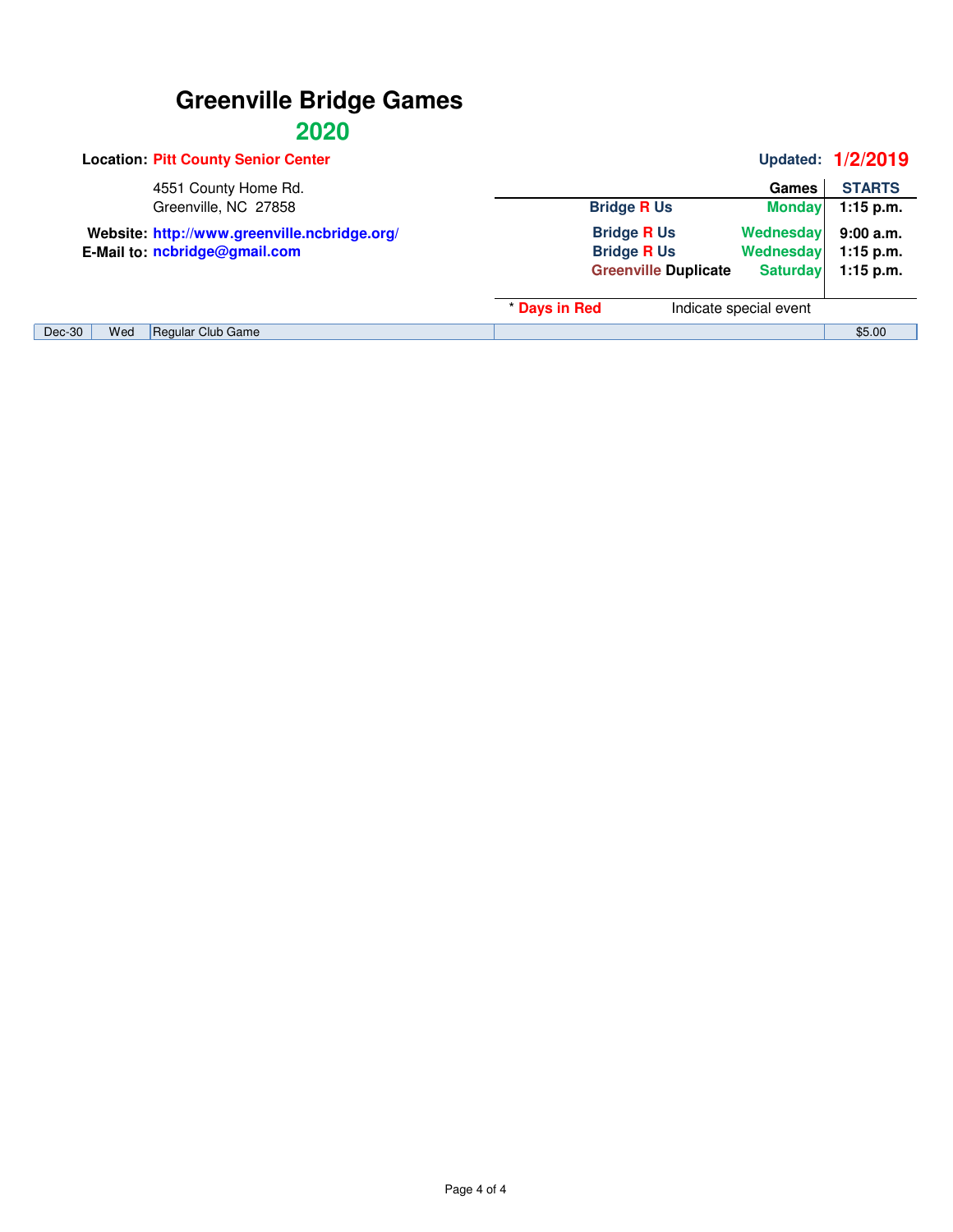# Greenville Bridge Games

## 2020

**Location:** **Pitt County Senior Center**

4551 County Home Rd.
Greenville, NC 27858

**Website:** **http://www.greenville.ncbridge.org/**
**E-Mail to:** **ncbridge@gmail.com**

**Updated:** **1/2/2019**

| Games | | STARTS |
|---|---|---|
| **Bridge R Us** | **Monday** | **1:15 p.m.** |
| **Bridge R Us** | **Wednesday** | **9:00 a.m.** |
| **Bridge R Us** | **Wednesday** | **1:15 p.m.** |
| **Greenville Duplicate** | **Saturday** | **1:15 p.m.** |

\* **Days in Red** Indicate special event

| | | | | |
|---|---|---|---|---|
| Dec-30 | Wed | Regular Club Game | | $5.00 |